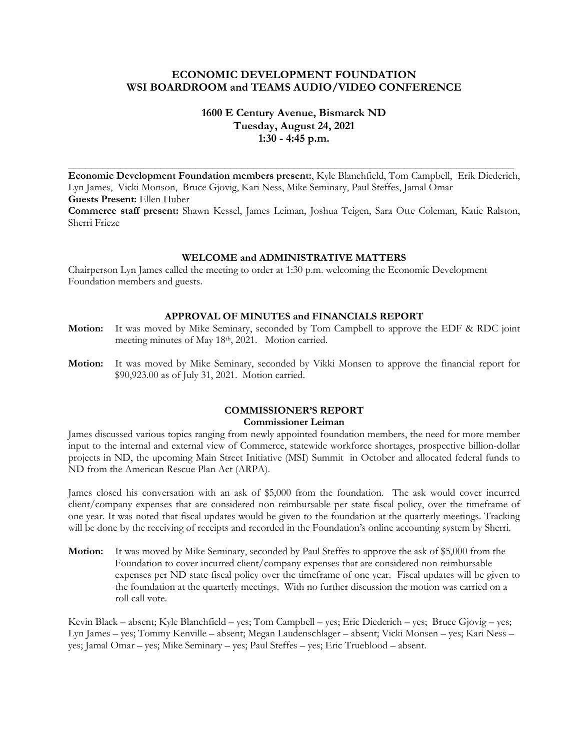# ECONOMIC DEVELOPMENT FOUNDATION
# WSI BOARDROOM and TEAMS AUDIO/VIDEO CONFERENCE

### 1600 E Century Avenue, Bismarck ND
### Tuesday, August 24, 2021
### 1:30 - 4:45 p.m.

---

**Economic Development Foundation members present:**, Kyle Blanchfield, Tom Campbell, Erik Diederich, Lyn James, Vicki Monson, Bruce Gjovig, Kari Ness, Mike Seminary, Paul Steffes, Jamal Omar
**Guests Present:** Ellen Huber
**Commerce staff present:** Shawn Kessel, James Leiman, Joshua Teigen, Sara Otte Coleman, Katie Ralston, Sherri Frieze

## WELCOME and ADMINISTRATIVE MATTERS

Chairperson Lyn James called the meeting to order at 1:30 p.m. welcoming the Economic Development Foundation members and guests.

## APPROVAL OF MINUTES and FINANCIALS REPORT

**Motion:** It was moved by Mike Seminary, seconded by Tom Campbell to approve the EDF & RDC joint meeting minutes of May 18th, 2021. Motion carried.

**Motion:** It was moved by Mike Seminary, seconded by Vikki Monsen to approve the financial report for $90,923.00 as of July 31, 2021. Motion carried.

## COMMISSIONER'S REPORT
### Commissioner Leiman

James discussed various topics ranging from newly appointed foundation members, the need for more member input to the internal and external view of Commerce, statewide workforce shortages, prospective billion-dollar projects in ND, the upcoming Main Street Initiative (MSI) Summit in October and allocated federal funds to ND from the American Rescue Plan Act (ARPA).

James closed his conversation with an ask of $5,000 from the foundation. The ask would cover incurred client/company expenses that are considered non reimbursable per state fiscal policy, over the timeframe of one year. It was noted that fiscal updates would be given to the foundation at the quarterly meetings. Tracking will be done by the receiving of receipts and recorded in the Foundation's online accounting system by Sherri.

**Motion:** It was moved by Mike Seminary, seconded by Paul Steffes to approve the ask of $5,000 from the Foundation to cover incurred client/company expenses that are considered non reimbursable expenses per ND state fiscal policy over the timeframe of one year. Fiscal updates will be given to the foundation at the quarterly meetings. With no further discussion the motion was carried on a roll call vote.

Kevin Black – absent; Kyle Blanchfield – yes; Tom Campbell – yes; Eric Diederich – yes; Bruce Gjovig – yes; Lyn James – yes; Tommy Kenville – absent; Megan Laudenschlager – absent; Vicki Monsen – yes; Kari Ness – yes; Jamal Omar – yes; Mike Seminary – yes; Paul Steffes – yes; Eric Trueblood – absent.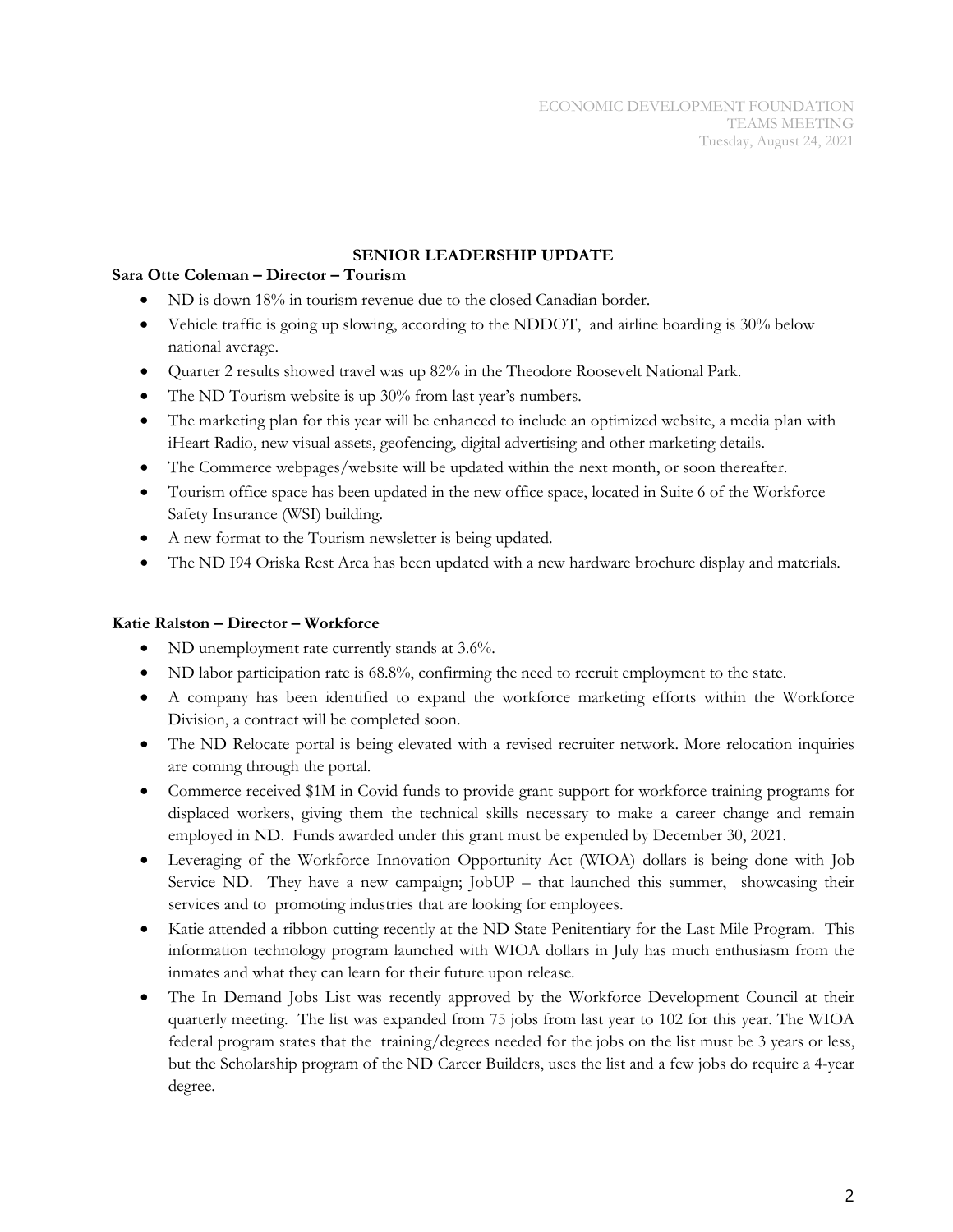## SENIOR LEADERSHIP UPDATE

**Sara Otte Coleman – Director – Tourism**

- ND is down 18% in tourism revenue due to the closed Canadian border.
- Vehicle traffic is going up slowing, according to the NDDOT, and airline boarding is 30% below national average.
- Quarter 2 results showed travel was up 82% in the Theodore Roosevelt National Park.
- The ND Tourism website is up 30% from last year's numbers.
- The marketing plan for this year will be enhanced to include an optimized website, a media plan with iHeart Radio, new visual assets, geofencing, digital advertising and other marketing details.
- The Commerce webpages/website will be updated within the next month, or soon thereafter.
- Tourism office space has been updated in the new office space, located in Suite 6 of the Workforce Safety Insurance (WSI) building.
- A new format to the Tourism newsletter is being updated.
- The ND I94 Oriska Rest Area has been updated with a new hardware brochure display and materials.

**Katie Ralston – Director – Workforce**

- ND unemployment rate currently stands at 3.6%.
- ND labor participation rate is 68.8%, confirming the need to recruit employment to the state.
- A company has been identified to expand the workforce marketing efforts within the Workforce Division, a contract will be completed soon.
- The ND Relocate portal is being elevated with a revised recruiter network. More relocation inquiries are coming through the portal.
- Commerce received $1M in Covid funds to provide grant support for workforce training programs for displaced workers, giving them the technical skills necessary to make a career change and remain employed in ND. Funds awarded under this grant must be expended by December 30, 2021.
- Leveraging of the Workforce Innovation Opportunity Act (WIOA) dollars is being done with Job Service ND. They have a new campaign; JobUP – that launched this summer, showcasing their services and to promoting industries that are looking for employees.
- Katie attended a ribbon cutting recently at the ND State Penitentiary for the Last Mile Program. This information technology program launched with WIOA dollars in July has much enthusiasm from the inmates and what they can learn for their future upon release.
- The In Demand Jobs List was recently approved by the Workforce Development Council at their quarterly meeting. The list was expanded from 75 jobs from last year to 102 for this year. The WIOA federal program states that the training/degrees needed for the jobs on the list must be 3 years or less, but the Scholarship program of the ND Career Builders, uses the list and a few jobs do require a 4-year degree.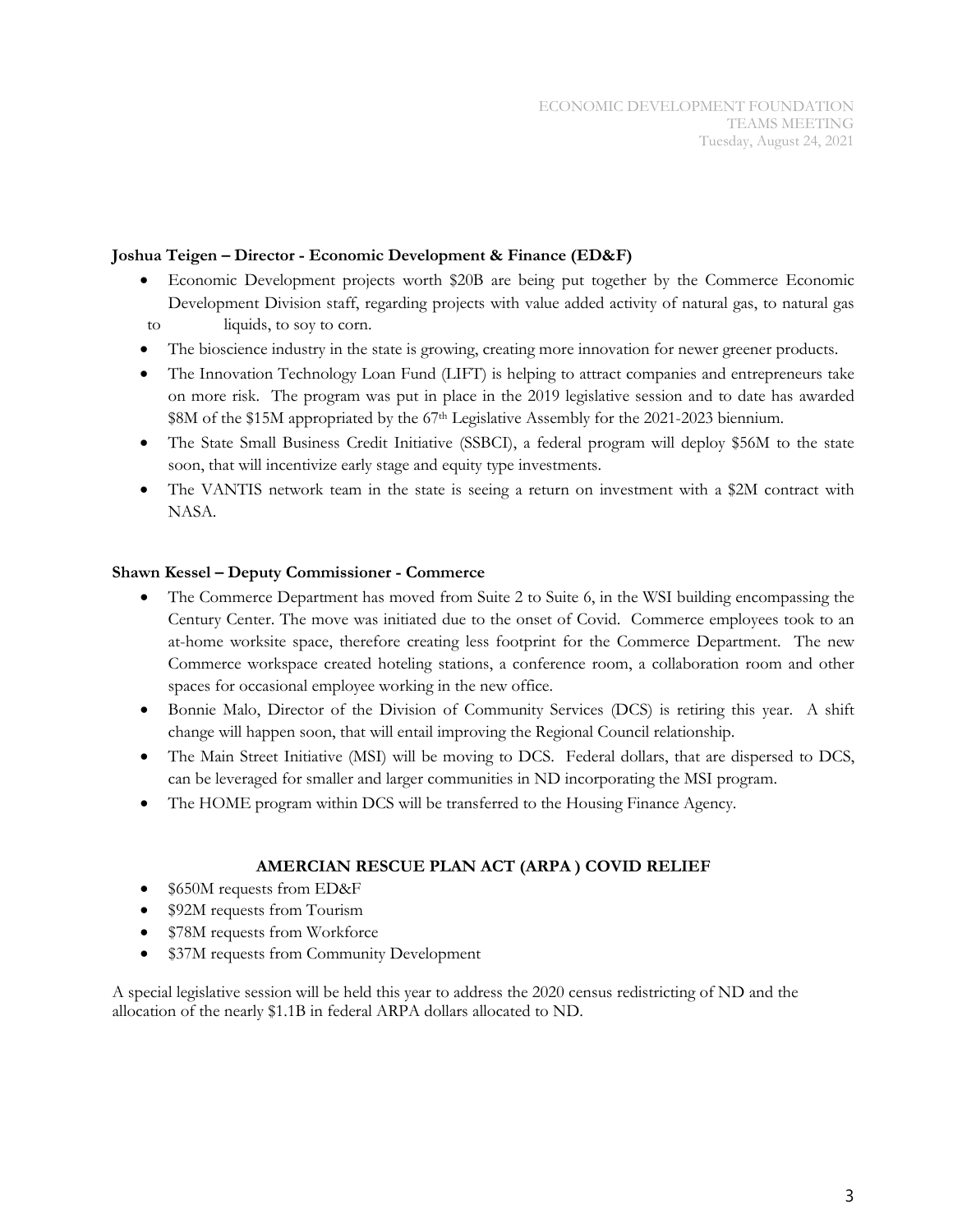**Joshua Teigen – Director - Economic Development & Finance (ED&F)**

- Economic Development projects worth $20B are being put together by the Commerce Economic Development Division staff, regarding projects with value added activity of natural gas, to natural gas to liquids, to soy to corn.
- The bioscience industry in the state is growing, creating more innovation for newer greener products.
- The Innovation Technology Loan Fund (LIFT) is helping to attract companies and entrepreneurs take on more risk. The program was put in place in the 2019 legislative session and to date has awarded $8M of the $15M appropriated by the 67th Legislative Assembly for the 2021-2023 biennium.
- The State Small Business Credit Initiative (SSBCI), a federal program will deploy $56M to the state soon, that will incentivize early stage and equity type investments.
- The VANTIS network team in the state is seeing a return on investment with a $2M contract with NASA.

**Shawn Kessel – Deputy Commissioner - Commerce**

- The Commerce Department has moved from Suite 2 to Suite 6, in the WSI building encompassing the Century Center. The move was initiated due to the onset of Covid. Commerce employees took to an at-home worksite space, therefore creating less footprint for the Commerce Department. The new Commerce workspace created hoteling stations, a conference room, a collaboration room and other spaces for occasional employee working in the new office.
- Bonnie Malo, Director of the Division of Community Services (DCS) is retiring this year. A shift change will happen soon, that will entail improving the Regional Council relationship.
- The Main Street Initiative (MSI) will be moving to DCS. Federal dollars, that are dispersed to DCS, can be leveraged for smaller and larger communities in ND incorporating the MSI program.
- The HOME program within DCS will be transferred to the Housing Finance Agency.

**AMERCIAN RESCUE PLAN ACT (ARPA ) COVID RELIEF**

- $650M requests from ED&F
- $92M requests from Tourism
- $78M requests from Workforce
- $37M requests from Community Development

A special legislative session will be held this year to address the 2020 census redistricting of ND and the allocation of the nearly $1.1B in federal ARPA dollars allocated to ND.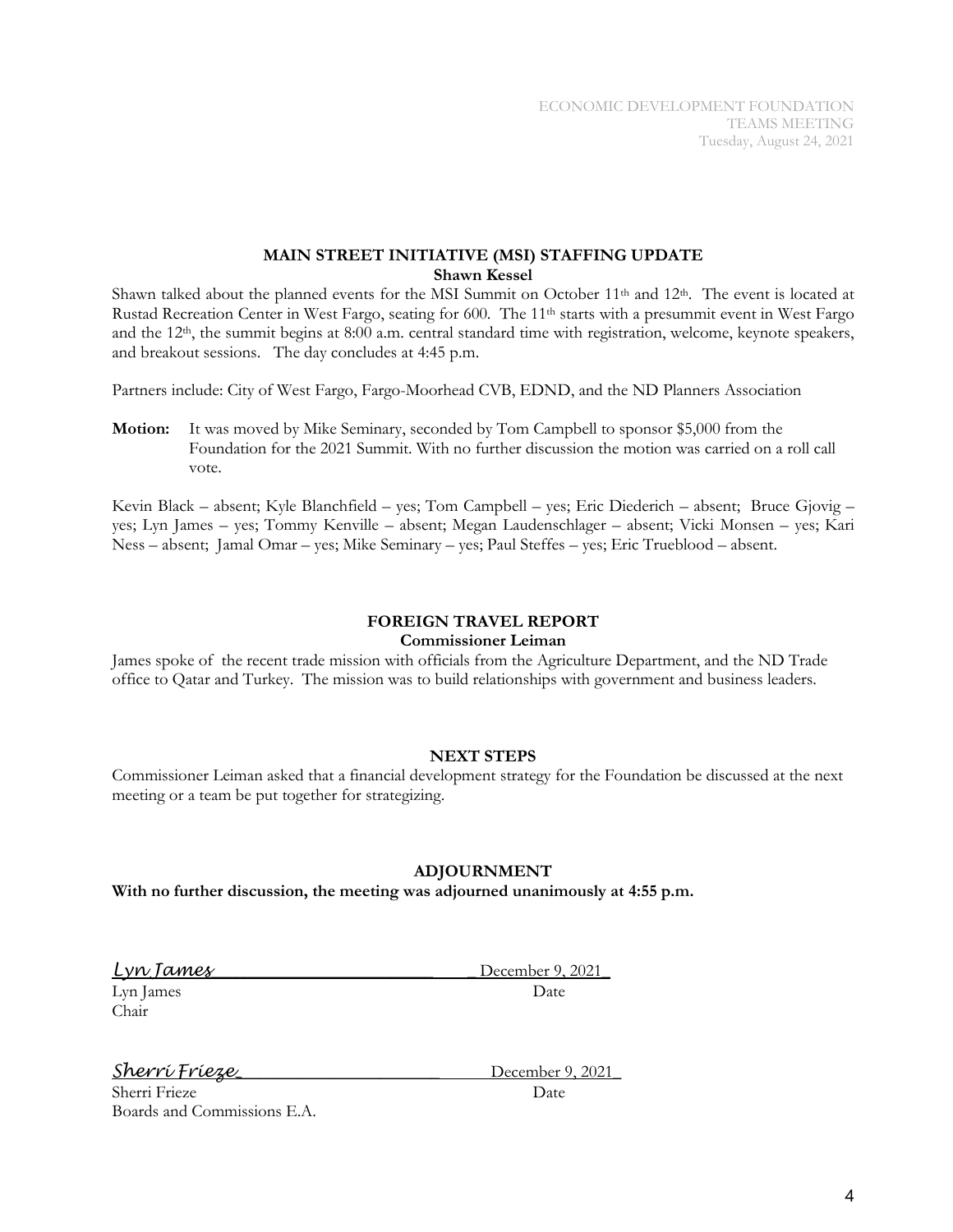## MAIN STREET INITIATIVE (MSI) STAFFING UPDATE

**Shawn Kessel**

Shawn talked about the planned events for the MSI Summit on October 11th and 12th. The event is located at Rustad Recreation Center in West Fargo, seating for 600. The 11th starts with a presummit event in West Fargo and the 12th, the summit begins at 8:00 a.m. central standard time with registration, welcome, keynote speakers, and breakout sessions. The day concludes at 4:45 p.m.

Partners include: City of West Fargo, Fargo-Moorhead CVB, EDND, and the ND Planners Association

**Motion:** It was moved by Mike Seminary, seconded by Tom Campbell to sponsor $5,000 from the Foundation for the 2021 Summit. With no further discussion the motion was carried on a roll call vote.

Kevin Black – absent; Kyle Blanchfield – yes; Tom Campbell – yes; Eric Diederich – absent; Bruce Gjovig – yes; Lyn James – yes; Tommy Kenville – absent; Megan Laudenschlager – absent; Vicki Monsen – yes; Kari Ness – absent; Jamal Omar – yes; Mike Seminary – yes; Paul Steffes – yes; Eric Trueblood – absent.

## FOREIGN TRAVEL REPORT

**Commissioner Leiman**

James spoke of the recent trade mission with officials from the Agriculture Department, and the ND Trade office to Qatar and Turkey. The mission was to build relationships with government and business leaders.

## NEXT STEPS

Commissioner Leiman asked that a financial development strategy for the Foundation be discussed at the next meeting or a team be put together for strategizing.

## ADJOURNMENT

**With no further discussion, the meeting was adjourned unanimously at 4:55 p.m.**

*Lyn James* December 9, 2021

Lyn James Date
Chair

*Sherri Frieze* December 9, 2021

Sherri Frieze Date
Boards and Commissions E.A.